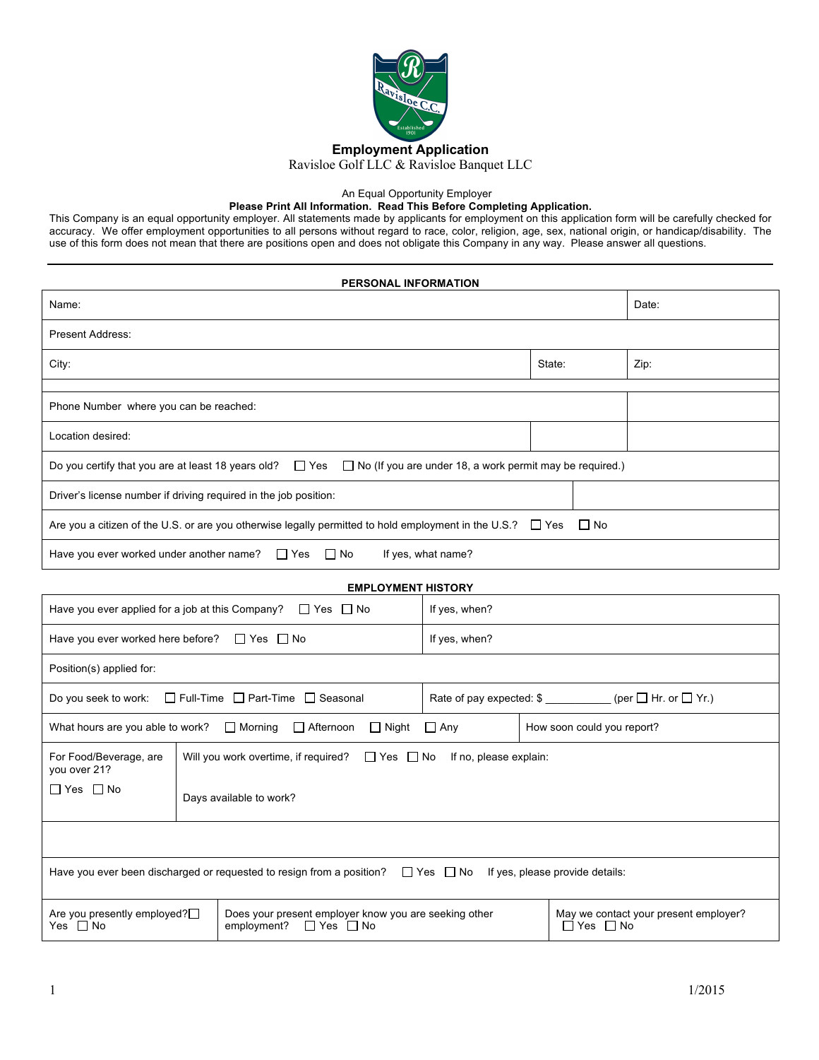# Employment Application

Ravisloe Golf LLC & Ravisloe Banquet LLC

An Equal Opportunity Employer

**Please Print All Information. Read This Before Completing Application.**

This Company is an equal opportunity employer. All statements made by applicants for employment on this application form will be carefully checked for accuracy. We offer employment opportunities to all persons without regard to race, color, religion, age, sex, national origin, or handicap/disability. The use of this form does not mean that there are positions open and does not obligate this Company in any way. Please answer all questions.

---

**PERSONAL INFORMATION**

| Name: | | Date: |
|---|---|---|
| Present Address: | | |
| City: | State: | Zip: |
| | | |
| Phone Number where you can be reached: | | |
| Location desired: | | |
| Do you certify that you are at least 18 years old? ☐ Yes ☐ No (If you are under 18, a work permit may be required.) | | |
| Driver's license number if driving required in the job position: | | |
| Are you a citizen of the U.S. or are you otherwise legally permitted to hold employment in the U.S.? ☐ Yes ☐ No | | |
| Have you ever worked under another name? ☐ Yes ☐ No If yes, what name? | | |

**EMPLOYMENT HISTORY**

| Have you ever applied for a job at this Company? ☐ Yes ☐ No | If yes, when? | |
|---|---|---|
| Have you ever worked here before? ☐ Yes ☐ No | If yes, when? | |
| Position(s) applied for: | | |
| Do you seek to work: ☐ Full-Time ☐ Part-Time ☐ Seasonal | Rate of pay expected: $ ___________ (per ☐ Hr. or ☐ Yr.) | |
| What hours are you able to work? ☐ Morning ☐ Afternoon ☐ Night ☐ Any | How soon could you report? | |
| For Food/Beverage, are you over 21? ☐ Yes ☐ No | Will you work overtime, if required? ☐ Yes ☐ No If no, please explain: Days available to work? | |
| | | |
| Have you ever been discharged or requested to resign from a position? ☐ Yes ☐ No If yes, please provide details: | | |
| Are you presently employed? ☐ Yes ☐ No | Does your present employer know you are seeking other employment? ☐ Yes ☐ No | May we contact your present employer? ☐ Yes ☐ No |

1/2015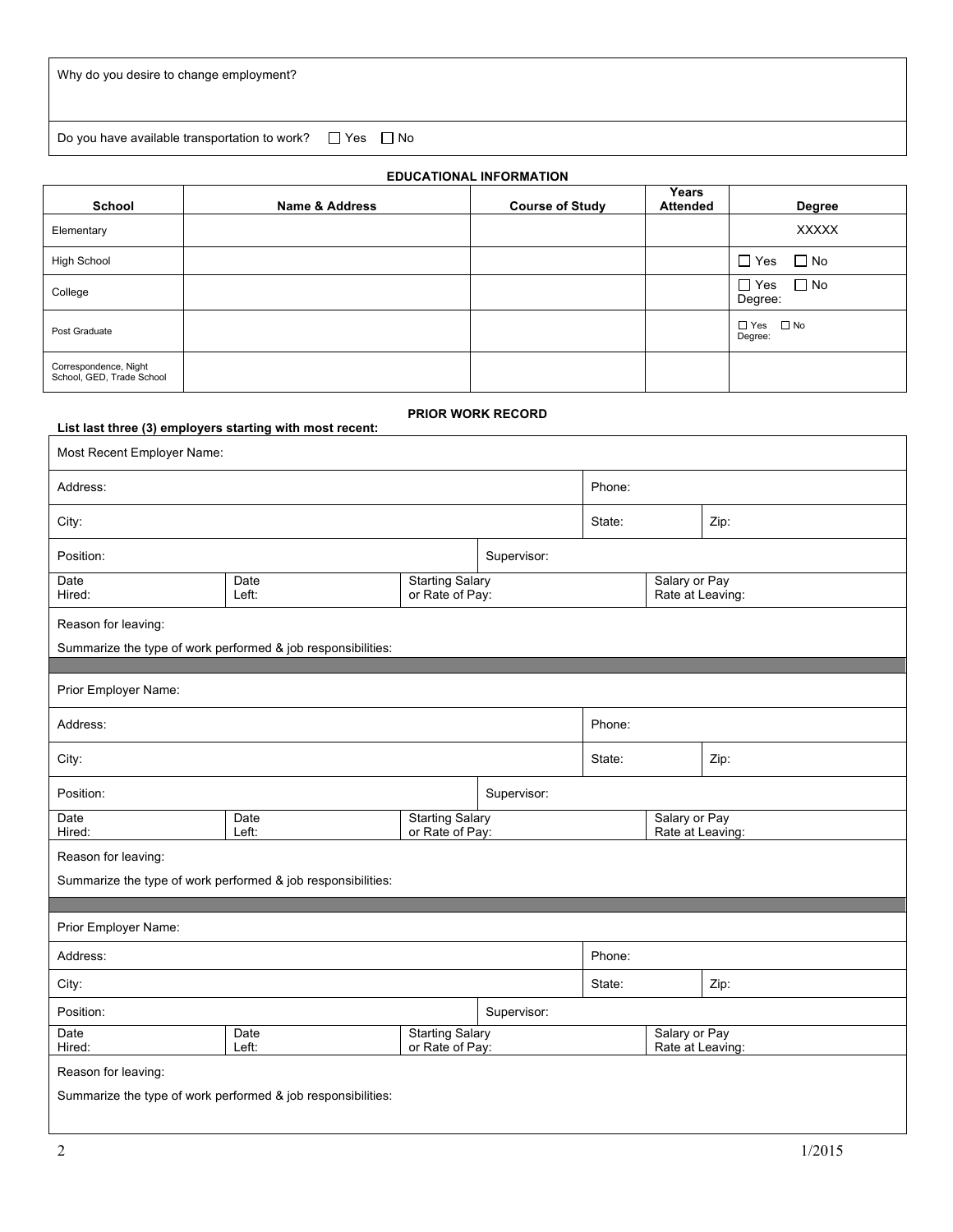Why do you desire to change employment?

Do you have available transportation to work? ☐ Yes ☐ No

## EDUCATIONAL INFORMATION

| School | Name & Address | Course of Study | Years Attended | Degree |
|---|---|---|---|---|
| Elementary | | | | XXXXX |
| High School | | | | ☐ Yes ☐ No |
| College | | | | ☐ Yes ☐ No Degree: |
| Post Graduate | | | | ☐ Yes ☐ No Degree: |
| Correspondence, Night School, GED, Trade School | | | | |

## PRIOR WORK RECORD

**List last three (3) employers starting with most recent:**

Most Recent Employer Name:

| Address: | | | Phone: | |
|---|---|---|---|---|
| City: | | | State: | Zip: |
| Position: | | Supervisor: | | |
| Date Hired: | Date Left: | Starting Salary or Rate of Pay: | | Salary or Pay Rate at Leaving: |

Reason for leaving:

Summarize the type of work performed & job responsibilities:

Prior Employer Name:

| Address: | | | Phone: | |
|---|---|---|---|---|
| City: | | | State: | Zip: |
| Position: | | Supervisor: | | |
| Date Hired: | Date Left: | Starting Salary or Rate of Pay: | | Salary or Pay Rate at Leaving: |

Reason for leaving:

Summarize the type of work performed & job responsibilities:

Prior Employer Name:

| Address: | | | Phone: | |
|---|---|---|---|---|
| City: | | | State: | Zip: |
| Position: | | Supervisor: | | |
| Date Hired: | Date Left: | Starting Salary or Rate of Pay: | | Salary or Pay Rate at Leaving: |

Reason for leaving:

Summarize the type of work performed & job responsibilities:

1/2015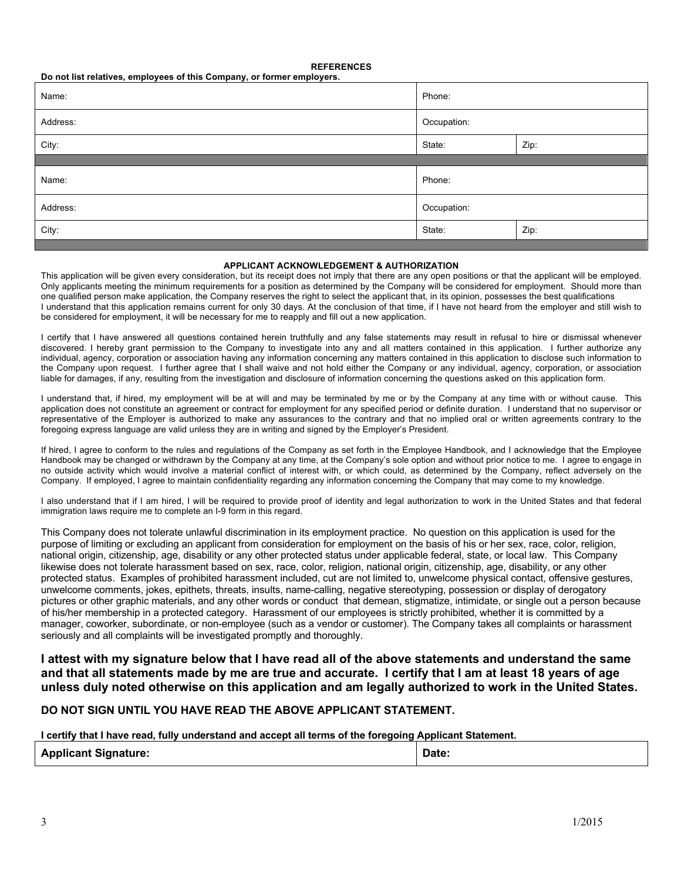## REFERENCES

**Do not list relatives, employees of this Company, or former employers.**

| | | |
|---|---|---|
| Name: | Phone: | |
| Address: | Occupation: | |
| City: | State: | Zip: |
| | | |
| Name: | Phone: | |
| Address: | Occupation: | |
| City: | State: | Zip: |

## APPLICANT ACKNOWLEDGEMENT & AUTHORIZATION

This application will be given every consideration, but its receipt does not imply that there are any open positions or that the applicant will be employed. Only applicants meeting the minimum requirements for a position as determined by the Company will be considered for employment. Should more than one qualified person make application, the Company reserves the right to select the applicant that, in its opinion, possesses the best qualifications
I understand that this application remains current for only 30 days. At the conclusion of that time, if I have not heard from the employer and still wish to be considered for employment, it will be necessary for me to reapply and fill out a new application.

I certify that I have answered all questions contained herein truthfully and any false statements may result in refusal to hire or dismissal whenever discovered. I hereby grant permission to the Company to investigate into any and all matters contained in this application. I further authorize any individual, agency, corporation or association having any information concerning any matters contained in this application to disclose such information to the Company upon request. I further agree that I shall waive and not hold either the Company or any individual, agency, corporation, or association liable for damages, if any, resulting from the investigation and disclosure of information concerning the questions asked on this application form.

I understand that, if hired, my employment will be at will and may be terminated by me or by the Company at any time with or without cause. This application does not constitute an agreement or contract for employment for any specified period or definite duration. I understand that no supervisor or representative of the Employer is authorized to make any assurances to the contrary and that no implied oral or written agreements contrary to the foregoing express language are valid unless they are in writing and signed by the Employer's President.

If hired, I agree to conform to the rules and regulations of the Company as set forth in the Employee Handbook, and I acknowledge that the Employee Handbook may be changed or withdrawn by the Company at any time, at the Company's sole option and without prior notice to me. I agree to engage in no outside activity which would involve a material conflict of interest with, or which could, as determined by the Company, reflect adversely on the Company. If employed, I agree to maintain confidentiality regarding any information concerning the Company that may come to my knowledge.

I also understand that if I am hired, I will be required to provide proof of identity and legal authorization to work in the United States and that federal immigration laws require me to complete an I-9 form in this regard.

This Company does not tolerate unlawful discrimination in its employment practice. No question on this application is used for the purpose of limiting or excluding an applicant from consideration for employment on the basis of his or her sex, race, color, religion, national origin, citizenship, age, disability or any other protected status under applicable federal, state, or local law. This Company likewise does not tolerate harassment based on sex, race, color, religion, national origin, citizenship, age, disability, or any other protected status. Examples of prohibited harassment included, cut are not limited to, unwelcome physical contact, offensive gestures, unwelcome comments, jokes, epithets, threats, insults, name-calling, negative stereotyping, possession or display of derogatory pictures or other graphic materials, and any other words or conduct that demean, stigmatize, intimidate, or single out a person because of his/her membership in a protected category. Harassment of our employees is strictly prohibited, whether it is committed by a manager, coworker, subordinate, or non-employee (such as a vendor or customer). The Company takes all complaints or harassment seriously and all complaints will be investigated promptly and thoroughly.

**I attest with my signature below that I have read all of the above statements and understand the same and that all statements made by me are true and accurate. I certify that I am at least 18 years of age unless duly noted otherwise on this application and am legally authorized to work in the United States.**

**DO NOT SIGN UNTIL YOU HAVE READ THE ABOVE APPLICANT STATEMENT.**

**I certify that I have read, fully understand and accept all terms of the foregoing Applicant Statement.**

| | |
|---|---|
| **Applicant Signature:** | **Date:** |

1/2015